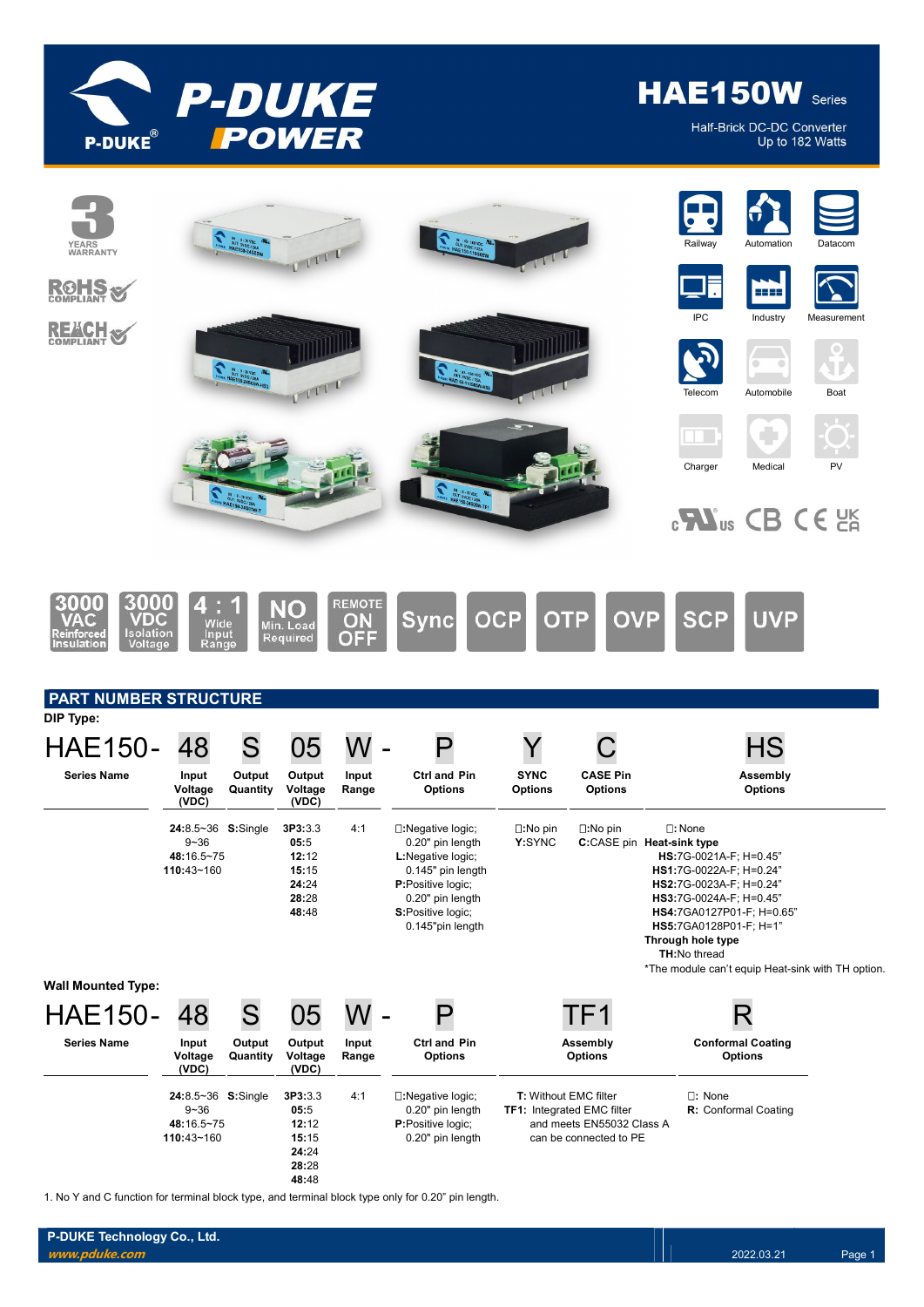# HAE150W Series

Half-Brick DC-DC Converter
Up to 182 Watts

3 YEARS WARRANTY

RoHS COMPLIANT

REACH COMPLIANT

Railway | Automation | Datacom | IPC | Industry | Measurement | Telecom | Automobile | Boat | Charger | Medical | PV

3000 VAC Reinforced Insulation | 3000 VDC Isolation Voltage | 4 : 1 Wide Input Range | NO Min. Load Required | REMOTE ON OFF | Sync | OCP | OTP | OVP | SCP | UVP

## PART NUMBER STRUCTURE

**DIP Type:**

HAE150- 48 S 05 W - P Y C HS

| Series Name | Input Voltage (VDC) | Output Quantity | Output Voltage (VDC) | Input Range | Ctrl and Pin Options | SYNC Options | CASE Pin Options | Assembly Options |
|---|---|---|---|---|---|---|---|---|
| | **24:**8.5~36 9~36<br>**48:**16.5~75<br>**110:**43~160 | **S:**Single | **3P3:**3.3<br>**05:**5<br>**12:**12<br>**15:**15<br>**24:**24<br>**28:**28<br>**48:**48 | 4:1 | □:Negative logic; 0.20" pin length<br>**L:**Negative logic; 0.145" pin length<br>**P:**Positive logic; 0.20" pin length<br>**S:**Positive logic; 0.145"pin length | □:No pin<br>**Y:**SYNC | □:No pin<br>**C:**CASE pin | □: None<br>**Heat-sink type**<br>**HS:**7G-0021A-F; H=0.45"<br>**HS1:**7G-0022A-F; H=0.24"<br>**HS2:**7G-0023A-F; H=0.24"<br>**HS3:**7G-0024A-F; H=0.45"<br>**HS4:**7GA0127P01-F; H=0.65"<br>**HS5:**7GA0128P01-F; H=1"<br>**Through hole type**<br>**TH:**No thread<br>*The module can't equip Heat-sink with TH option. |

**Wall Mounted Type:**

HAE150- 48 S 05 W - P TF1 R

| Series Name | Input Voltage (VDC) | Output Quantity | Output Voltage (VDC) | Input Range | Ctrl and Pin Options | Assembly Options | Conformal Coating Options |
|---|---|---|---|---|---|---|---|
| | **24:**8.5~36 9~36<br>**48:**16.5~75<br>**110:**43~160 | **S:**Single | **3P3:**3.3<br>**05:**5<br>**12:**12<br>**15:**15<br>**24:**24<br>**28:**28<br>**48:**48 | 4:1 | □:Negative logic; 0.20" pin length<br>**P:**Positive logic; 0.20" pin length | **T:** Without EMC filter<br>**TF1:** Integrated EMC filter and meets EN55032 Class A can be connected to PE | □: None<br>**R:** Conformal Coating |

1. No Y and C function for terminal block type, and terminal block type only for 0.20" pin length.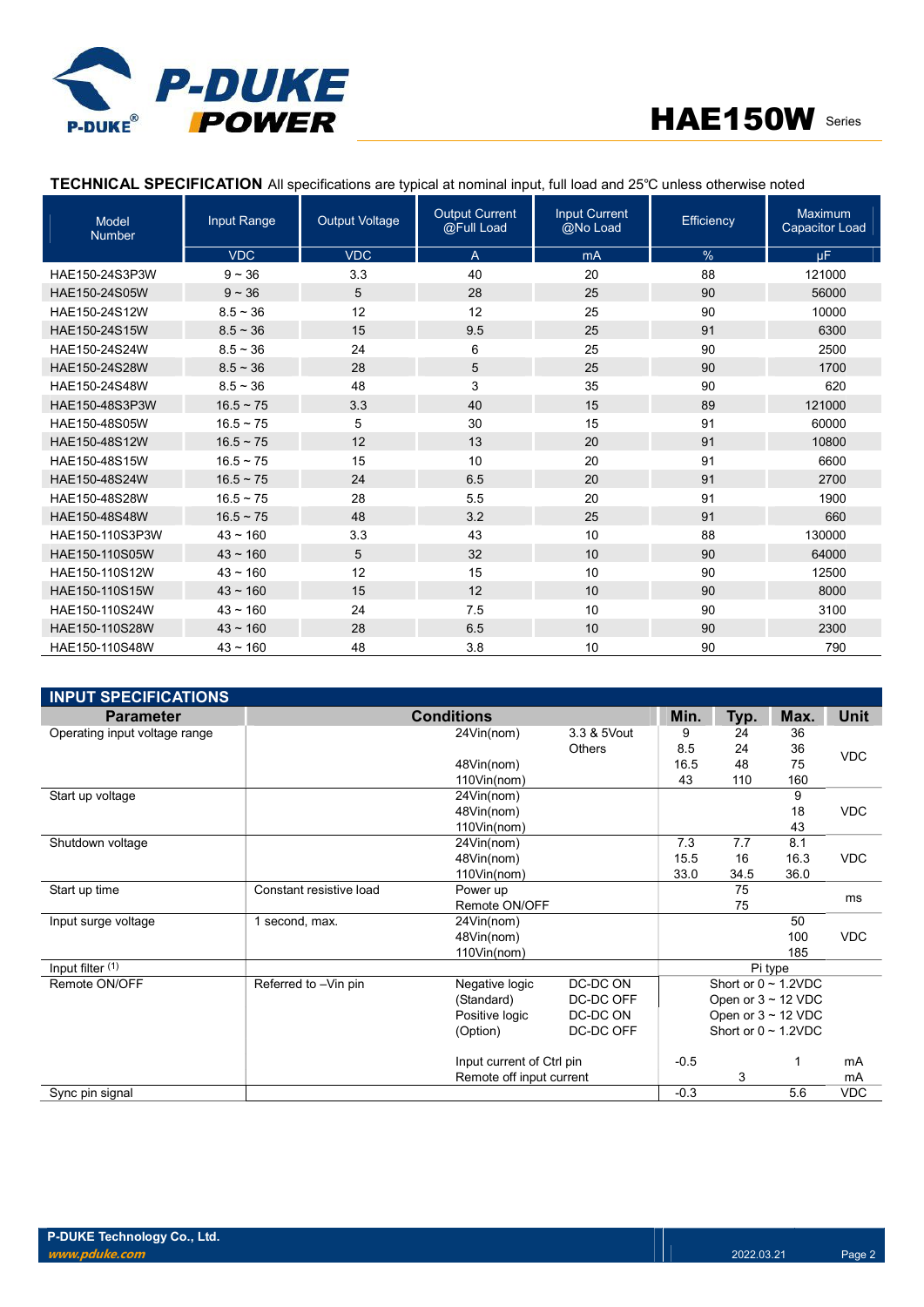## TECHNICAL SPECIFICATION

All specifications are typical at nominal input, full load and 25℃ unless otherwise noted

| Model Number | Input Range | Output Voltage | Output Current @Full Load | Input Current @No Load | Efficiency | Maximum Capacitor Load |
|---|---|---|---|---|---|---|
| | VDC | VDC | A | mA | % | μF |
| HAE150-24S3P3W | 9 ~ 36 | 3.3 | 40 | 20 | 88 | 121000 |
| HAE150-24S05W | 9 ~ 36 | 5 | 28 | 25 | 90 | 56000 |
| HAE150-24S12W | 8.5 ~ 36 | 12 | 12 | 25 | 90 | 10000 |
| HAE150-24S15W | 8.5 ~ 36 | 15 | 9.5 | 25 | 91 | 6300 |
| HAE150-24S24W | 8.5 ~ 36 | 24 | 6 | 25 | 90 | 2500 |
| HAE150-24S28W | 8.5 ~ 36 | 28 | 5 | 25 | 90 | 1700 |
| HAE150-24S48W | 8.5 ~ 36 | 48 | 3 | 35 | 90 | 620 |
| HAE150-48S3P3W | 16.5 ~ 75 | 3.3 | 40 | 15 | 89 | 121000 |
| HAE150-48S05W | 16.5 ~ 75 | 5 | 30 | 15 | 91 | 60000 |
| HAE150-48S12W | 16.5 ~ 75 | 12 | 13 | 20 | 91 | 10800 |
| HAE150-48S15W | 16.5 ~ 75 | 15 | 10 | 20 | 91 | 6600 |
| HAE150-48S24W | 16.5 ~ 75 | 24 | 6.5 | 20 | 91 | 2700 |
| HAE150-48S28W | 16.5 ~ 75 | 28 | 5.5 | 20 | 91 | 1900 |
| HAE150-48S48W | 16.5 ~ 75 | 48 | 3.2 | 25 | 91 | 660 |
| HAE150-110S3P3W | 43 ~ 160 | 3.3 | 43 | 10 | 88 | 130000 |
| HAE150-110S05W | 43 ~ 160 | 5 | 32 | 10 | 90 | 64000 |
| HAE150-110S12W | 43 ~ 160 | 12 | 15 | 10 | 90 | 12500 |
| HAE150-110S15W | 43 ~ 160 | 15 | 12 | 10 | 90 | 8000 |
| HAE150-110S24W | 43 ~ 160 | 24 | 7.5 | 10 | 90 | 3100 |
| HAE150-110S28W | 43 ~ 160 | 28 | 6.5 | 10 | 90 | 2300 |
| HAE150-110S48W | 43 ~ 160 | 48 | 3.8 | 10 | 90 | 790 |

## INPUT SPECIFICATIONS

| Parameter | Conditions | | | Min. | Typ. | Max. | Unit |
|---|---|---|---|---|---|---|---|
| Operating input voltage range | | 24Vin(nom) | 3.3 & 5Vout | 9 | 24 | 36 | VDC |
| | | | Others | 8.5 | 24 | 36 | |
| | | 48Vin(nom) | | 16.5 | 48 | 75 | |
| | | 110Vin(nom) | | 43 | 110 | 160 | |
| Start up voltage | | 24Vin(nom) | | | | 9 | VDC |
| | | 48Vin(nom) | | | | 18 | |
| | | 110Vin(nom) | | | | 43 | |
| Shutdown voltage | | 24Vin(nom) | | 7.3 | 7.7 | 8.1 | VDC |
| | | 48Vin(nom) | | 15.5 | 16 | 16.3 | |
| | | 110Vin(nom) | | 33.0 | 34.5 | 36.0 | |
| Start up time | Constant resistive load | Power up | | | 75 | | ms |
| | | Remote ON/OFF | | | 75 | | |
| Input surge voltage | 1 second, max. | 24Vin(nom) | | | | 50 | VDC |
| | | 48Vin(nom) | | | | 100 | |
| | | 110Vin(nom) | | | | 185 | |
| Input filter [1] | | | | Pi type | | | |
| Remote ON/OFF | Referred to –Vin pin | Negative logic | DC-DC ON | Short or 0 ~ 1.2VDC | | | |
| | | (Standard) | DC-DC OFF | Open or 3 ~ 12 VDC | | | |
| | | Positive logic | DC-DC ON | Open or 3 ~ 12 VDC | | | |
| | | (Option) | DC-DC OFF | Short or 0 ~ 1.2VDC | | | |
| | | Input current of Ctrl pin | | -0.5 | | 1 | mA |
| | | Remote off input current | | | 3 | | mA |
| Sync pin signal | | | | -0.3 | | 5.6 | VDC |

P-DUKE Technology Co., Ltd.
www.pduke.com
2022.03.21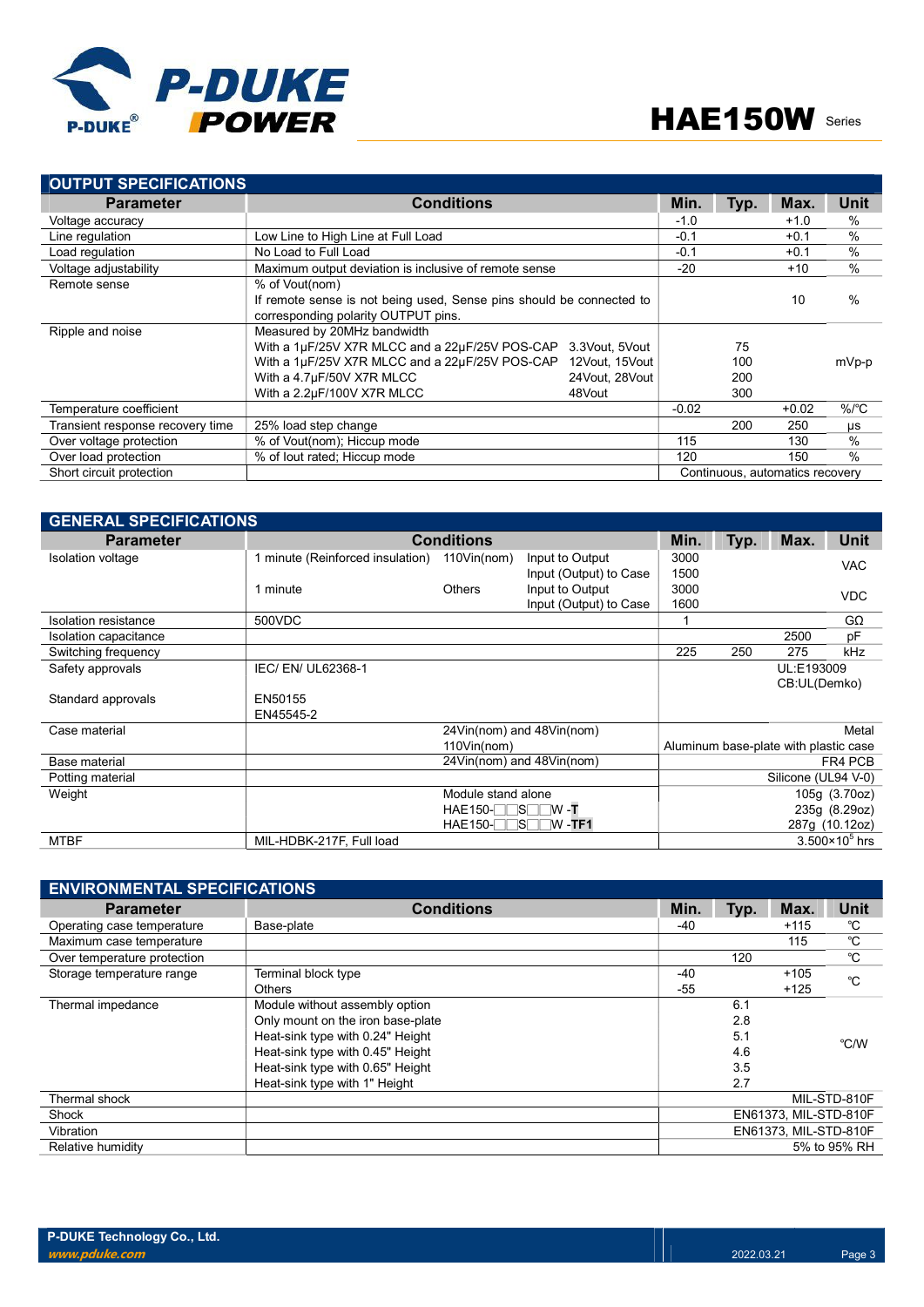## OUTPUT SPECIFICATIONS

| Parameter | Conditions | Min. | Typ. | Max. | Unit |
|---|---|---|---|---|---|
| Voltage accuracy | | -1.0 | | +1.0 | % |
| Line regulation | Low Line to High Line at Full Load | -0.1 | | +0.1 | % |
| Load regulation | No Load to Full Load | -0.1 | | +0.1 | % |
| Voltage adjustability | Maximum output deviation is inclusive of remote sense | -20 | | +10 | % |
| Remote sense | % of Vout(nom)<br>If remote sense is not being used, Sense pins should be connected to corresponding polarity OUTPUT pins. | | | 10 | % |
| Ripple and noise | Measured by 20MHz bandwidth<br>With a 1µF/25V X7R MLCC and a 22µF/25V POS-CAP 3.3Vout, 5Vout<br>With a 1µF/25V X7R MLCC and a 22µF/25V POS-CAP 12Vout, 15Vout<br>With a 4.7µF/50V X7R MLCC 24Vout, 28Vout<br>With a 2.2µF/100V X7R MLCC 48Vout | | <br>75<br>100<br>200<br>300 | | mVp-p |
| Temperature coefficient | | -0.02 | | +0.02 | %/℃ |
| Transient response recovery time | 25% load step change | | 200 | 250 | µs |
| Over voltage protection | % of Vout(nom); Hiccup mode | 115 | | 130 | % |
| Over load protection | % of Iout rated; Hiccup mode | 120 | | 150 | % |
| Short circuit protection | | Continuous, automatics recovery | | | |

## GENERAL SPECIFICATIONS

| Parameter | Conditions | Min. | Typ. | Max. | Unit |
|---|---|---|---|---|---|
| Isolation voltage | 1 minute (Reinforced insulation) 110Vin(nom) Input to Output<br>Input (Output) to Case | 3000<br>1500 | | | VAC |
| | 1 minute Others Input to Output<br>Input (Output) to Case | 3000<br>1600 | | | VDC |
| Isolation resistance | 500VDC | 1 | | | GΩ |
| Isolation capacitance | | | | 2500 | pF |
| Switching frequency | | 225 | 250 | 275 | kHz |
| Safety approvals | IEC/ EN/ UL62368-1 | UL:E193009<br>CB:UL(Demko) | | | |
| Standard approvals | EN50155<br>EN45545-2 | | | | |
| Case material | 24Vin(nom) and 48Vin(nom)<br>110Vin(nom) | Metal<br>Aluminum base-plate with plastic case | | | |
| Base material | 24Vin(nom) and 48Vin(nom) | FR4 PCB | | | |
| Potting material | | Silicone (UL94 V-0) | | | |
| Weight | Module stand alone<br>HAE150-□□S□□W -T<br>HAE150-□□S□□W -TF1 | 105g (3.70oz)<br>235g (8.29oz)<br>287g (10.12oz) | | | |
| MTBF | MIL-HDBK-217F, Full load | $3.500\times10^5$ hrs | | | |

## ENVIRONMENTAL SPECIFICATIONS

| Parameter | Conditions | Min. | Typ. | Max. | Unit |
|---|---|---|---|---|---|
| Operating case temperature | Base-plate | -40 | | +115 | ℃ |
| Maximum case temperature | | | | 115 | ℃ |
| Over temperature protection | | | 120 | | ℃ |
| Storage temperature range | Terminal block type<br>Others | -40<br>-55 | | +105<br>+125 | ℃ |
| Thermal impedance | Module without assembly option<br>Only mount on the iron base-plate<br>Heat-sink type with 0.24" Height<br>Heat-sink type with 0.45" Height<br>Heat-sink type with 0.65" Height<br>Heat-sink type with 1" Height | | 6.1<br>2.8<br>5.1<br>4.6<br>3.5<br>2.7 | | ℃/W |
| Thermal shock | | MIL-STD-810F | | | |
| Shock | | EN61373, MIL-STD-810F | | | |
| Vibration | | EN61373, MIL-STD-810F | | | |
| Relative humidity | | 5% to 95% RH | | | |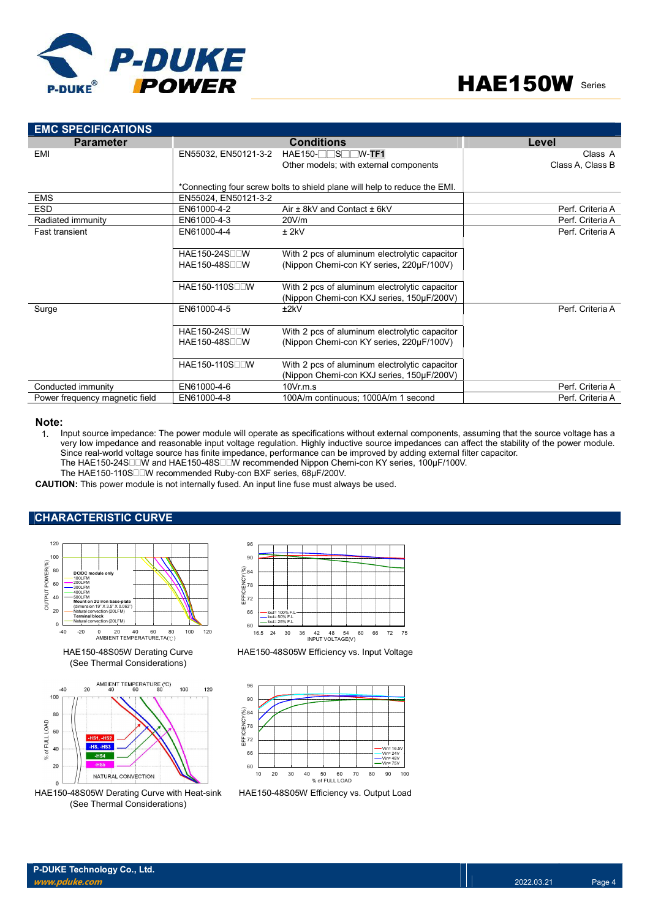## EMC SPECIFICATIONS

| Parameter | Conditions | | Level |
|---|---|---|---|
| EMI | EN55032, EN50121-3-2 | HAE150-□□S□□W-**TF1**<br>Other models; with external components | Class A<br>Class A, Class B |
| | *Connecting four screw bolts to shield plane will help to reduce the EMI. | | |
| EMS | EN55024, EN50121-3-2 | | |
| ESD | EN61000-4-2 | Air ± 8kV and Contact ± 6kV | Perf. Criteria A |
| Radiated immunity | EN61000-4-3 | 20V/m | Perf. Criteria A |
| Fast transient | EN61000-4-4 | ± 2kV | Perf. Criteria A |
| | HAE150-24S□□W<br>HAE150-48S□□W | With 2 pcs of aluminum electrolytic capacitor (Nippon Chemi-con KY series, 220µF/100V) | |
| | HAE150-110S□□W | With 2 pcs of aluminum electrolytic capacitor (Nippon Chemi-con KXJ series, 150µF/200V) | |
| Surge | EN61000-4-5 | ±2kV | Perf. Criteria A |
| | HAE150-24S□□W<br>HAE150-48S□□W | With 2 pcs of aluminum electrolytic capacitor (Nippon Chemi-con KY series, 220µF/100V) | |
| | HAE150-110S□□W | With 2 pcs of aluminum electrolytic capacitor (Nippon Chemi-con KXJ series, 150µF/200V) | |
| Conducted immunity | EN61000-4-6 | 10Vr.m.s | Perf. Criteria A |
| Power frequency magnetic field | EN61000-4-8 | 100A/m continuous; 1000A/m 1 second | Perf. Criteria A |

**Note:**

1. Input source impedance: The power module will operate as specifications without external components, assuming that the source voltage has a very low impedance and reasonable input voltage regulation. Highly inductive source impedances can affect the stability of the power module. Since real-world voltage source has finite impedance, performance can be improved by adding external filter capacitor.
   The HAE150-24S□□W and HAE150-48S□□W recommended Nippon Chemi-con KY series, 100µF/100V.
   The HAE150-110S□□W recommended Ruby-con BXF series, 68µF/200V.

**CAUTION:** This power module is not internally fused. An input line fuse must always be used.

## CHARACTERISTIC CURVE

HAE150-48S05W Derating Curve
(See Thermal Considerations)

HAE150-48S05W Efficiency vs. Input Voltage

HAE150-48S05W Derating Curve with Heat-sink
(See Thermal Considerations)

HAE150-48S05W Efficiency vs. Output Load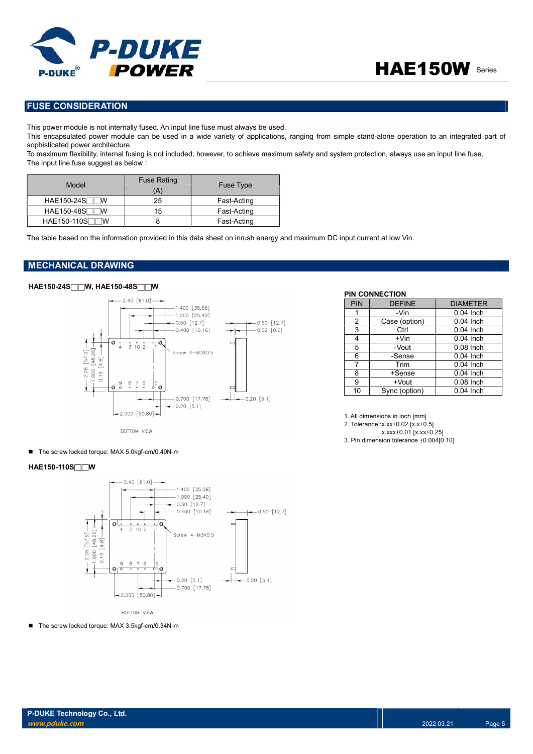## FUSE CONSIDERATION

This power module is not internally fused. An input line fuse must always be used.
This encapsulated power module can be used in a wide variety of applications, ranging from simple stand-alone operation to an integrated part of sophisticated power architecture.
To maximum flexibility, internal fusing is not included; however, to achieve maximum safety and system protection, always use an input line fuse.
The input line fuse suggest as below：

| Model | Fuse Rating (A) | Fuse Type |
|---|---|---|
| HAE150-24S□□W | 25 | Fast-Acting |
| HAE150-48S□□W | 15 | Fast-Acting |
| HAE150-110S□□W | 8 | Fast-Acting |

The table based on the information provided in this data sheet on inrush energy and maximum DC input current at low Vin.

## MECHANICAL DRAWING

**HAE150-24S□□W, HAE150-48S□□W**

- The screw locked torque: MAX 5.0kgf-cm/0.49N-m

**HAE150-110S□□W**

- The screw locked torque: MAX 3.5kgf-cm/0.34N-m

**PIN CONNECTION**

| PIN | DEFINE | DIAMETER |
|---|---|---|
| 1 | -Vin | 0.04 Inch |
| 2 | Case (option) | 0.04 Inch |
| 3 | Ctrl | 0.04 Inch |
| 4 | +Vin | 0.04 Inch |
| 5 | -Vout | 0.08 Inch |
| 6 | -Sense | 0.04 Inch |
| 7 | Trim | 0.04 Inch |
| 8 | +Sense | 0.04 Inch |
| 9 | +Vout | 0.08 Inch |
| 10 | Sync (option) | 0.04 Inch |

1. All dimensions in inch [mm]
2. Tolerance :x.xx±0.02 [x.x±0.5]
   x.xxx±0.01 [x.xx±0.25]
3. Pin dimension tolerance ±0.004[0.10]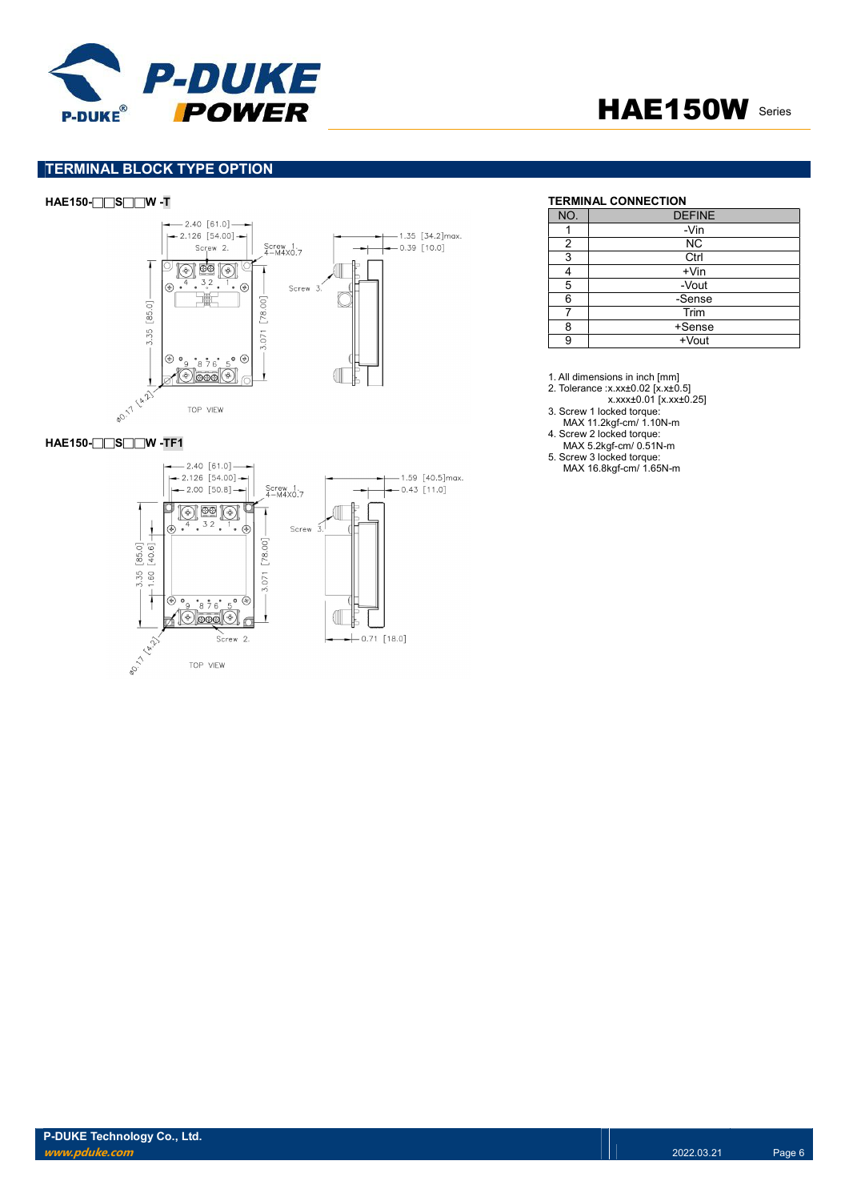## TERMINAL BLOCK TYPE OPTION

**HAE150-□□S□□W -T**

2.40 [61.0]
2.126 [54.00]
Screw 2.
Screw 1. 4−M4X0.7
Screw 3.
1.35 [34.2]max.
0.39 [10.0]
3.35 [85.0]
3.071 [78.00]
⌀0.17 [4.2]
TOP VIEW

**HAE150-□□S□□W -TF1**

2.40 [61.0]
2.126 [54.00]
2.00 [50.8]
Screw 1. 4−M4X0.7
Screw 3.
1.59 [40.5]max.
0.43 [11.0]
3.35 [85.0]
1.60 [40.6]
3.071 [78.00]
Screw 2.
0.71 [18.0]
⌀0.17 [4.2]
TOP VIEW

**TERMINAL CONNECTION**

| NO. | DEFINE |
|---|---|
| 1 | -Vin |
| 2 | NC |
| 3 | Ctrl |
| 4 | +Vin |
| 5 | -Vout |
| 6 | -Sense |
| 7 | Trim |
| 8 | +Sense |
| 9 | +Vout |

1. All dimensions in inch [mm]
2. Tolerance :x.xx±0.02 [x.x±0.5]
   x.xxx±0.01 [x.xx±0.25]
3. Screw 1 locked torque:
   MAX 11.2kgf-cm/ 1.10N-m
4. Screw 2 locked torque:
   MAX 5.2kgf-cm/ 0.51N-m
5. Screw 3 locked torque:
   MAX 16.8kgf-cm/ 1.65N-m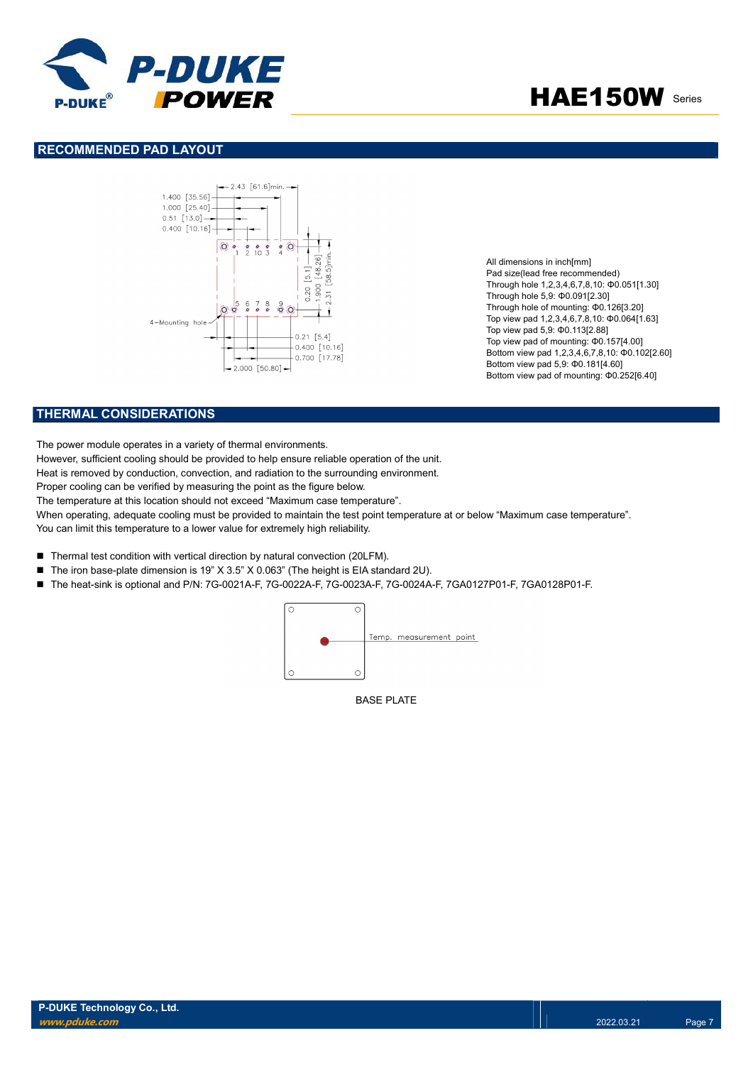## RECOMMENDED PAD LAYOUT

All dimensions in inch[mm]
Pad size(lead free recommended)
Through hole 1,2,3,4,6,7,8,10: Φ0.051[1.30]
Through hole 5,9: Φ0.091[2.30]
Through hole of mounting: Φ0.126[3.20]
Top view pad 1,2,3,4,6,7,8,10: Φ0.064[1.63]
Top view pad 5,9: Φ0.113[2.88]
Top view pad of mounting: Φ0.157[4.00]
Bottom view pad 1,2,3,4,6,7,8,10: Φ0.102[2.60]
Bottom view pad 5,9: Φ0.181[4.60]
Bottom view pad of mounting: Φ0.252[6.40]

## THERMAL CONSIDERATIONS

The power module operates in a variety of thermal environments.
However, sufficient cooling should be provided to help ensure reliable operation of the unit.
Heat is removed by conduction, convection, and radiation to the surrounding environment.
Proper cooling can be verified by measuring the point as the figure below.
The temperature at this location should not exceed "Maximum case temperature".
When operating, adequate cooling must be provided to maintain the test point temperature at or below "Maximum case temperature".
You can limit this temperature to a lower value for extremely high reliability.

- Thermal test condition with vertical direction by natural convection (20LFM).
- The iron base-plate dimension is 19" X 3.5" X 0.063" (The height is EIA standard 2U).
- The heat-sink is optional and P/N: 7G-0021A-F, 7G-0022A-F, 7G-0023A-F, 7G-0024A-F, 7GA0127P01-F, 7GA0128P01-F.

Temp. measurement point

BASE PLATE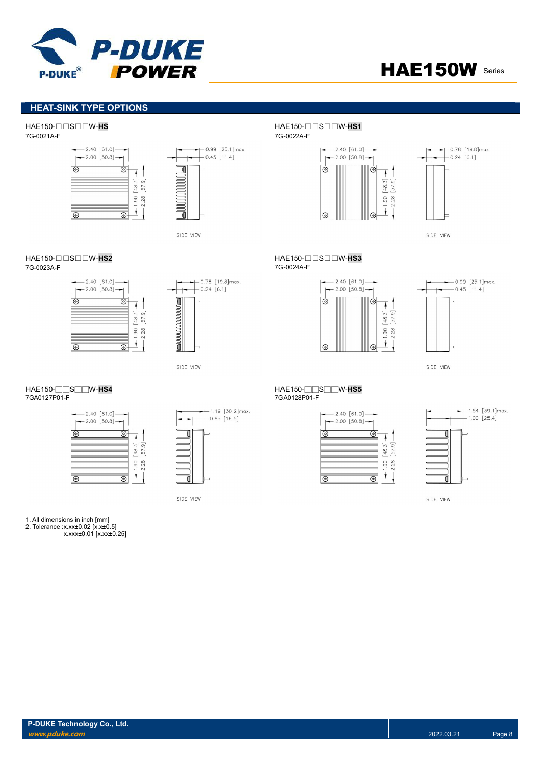## HEAT-SINK TYPE OPTIONS

HAE150-□□S□□W-**HS**
7G-0021A-F

2.40 [61.0]
2.00 [50.8]
1.90 [48.3]
2.28 [57.9]
0.99 [25.1]max.
0.45 [11.4]
SIDE VIEW

HAE150-□□S□□W-**HS1**
7G-0022A-F

2.40 [61.0]
2.00 [50.8]
1.90 [48.3]
2.28 [57.9]
0.78 [19.8]max.
0.24 [6.1]
SIDE VIEW

HAE150-□□S□□W-**HS2**
7G-0023A-F

2.40 [61.0]
2.00 [50.8]
1.90 [48.3]
2.28 [57.9]
0.78 [19.8]max.
0.24 [6.1]
SIDE VIEW

HAE150-□□S□□W-**HS3**
7G-0024A-F

2.40 [61.0]
2.00 [50.8]
1.90 [48.3]
2.28 [57.9]
0.99 [25.1]max.
0.45 [11.4]
SIDE VIEW

HAE150-□□S□□W-**HS4**
7GA0127P01-F

2.40 [61.0]
2.00 [50.8]
1.90 [48.3]
2.28 [57.9]
1.19 [30.2]max.
0.65 [16.5]
SIDE VIEW

HAE150-□□S□□W-**HS5**
7GA0128P01-F

2.40 [61.0]
2.00 [50.8]
1.90 [48.3]
2.28 [57.9]
1.54 [39.1]max.
1.00 [25.4]
SIDE VIEW

1. All dimensions in inch [mm]
2. Tolerance :x.xx±0.02 [x.x±0.5]
   x.xxx±0.01 [x.xx±0.25]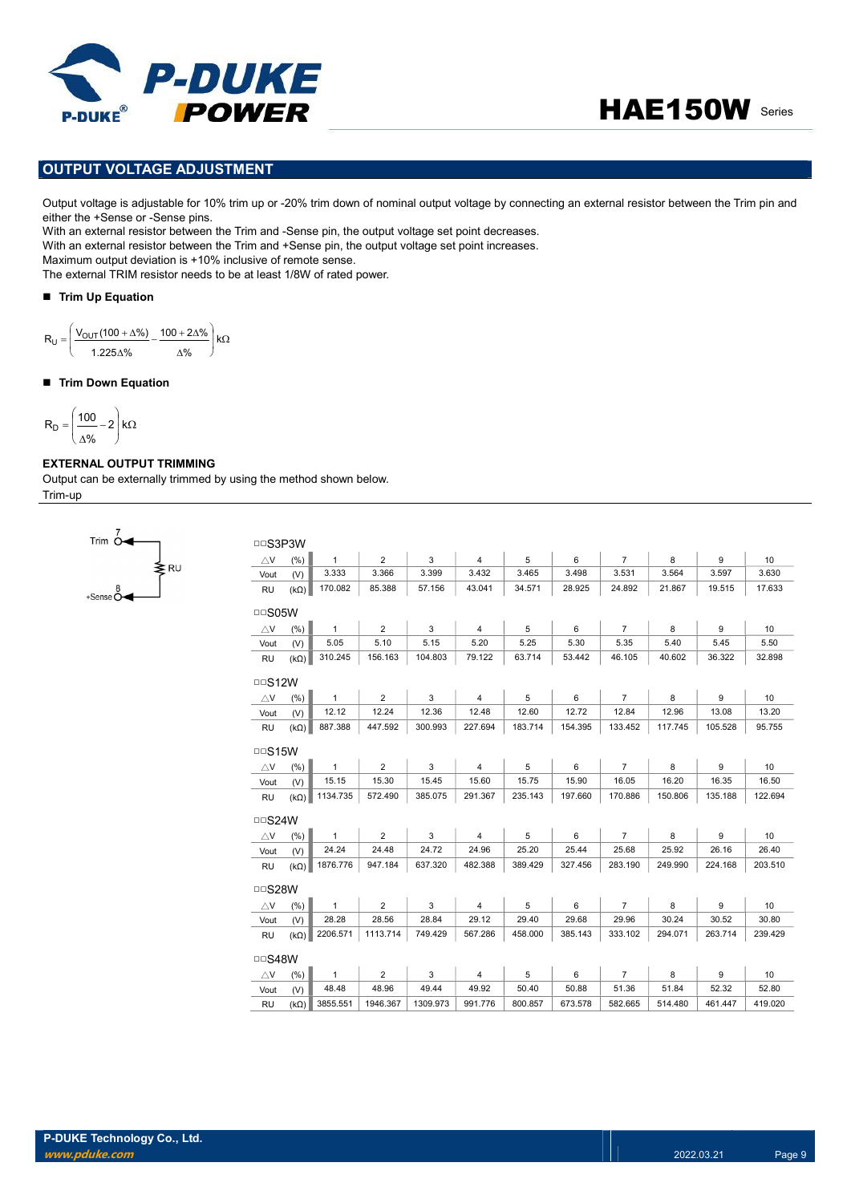## OUTPUT VOLTAGE ADJUSTMENT

Output voltage is adjustable for 10% trim up or -20% trim down of nominal output voltage by connecting an external resistor between the Trim pin and either the +Sense or -Sense pins.
With an external resistor between the Trim and -Sense pin, the output voltage set point decreases.
With an external resistor between the Trim and +Sense pin, the output voltage set point increases.
Maximum output deviation is +10% inclusive of remote sense.
The external TRIM resistor needs to be at least 1/8W of rated power.

■ **Trim Up Equation**

$$R_U = \left( \frac{V_{OUT}(100 + \Delta\%)}{1.225\Delta\%} - \frac{100 + 2\Delta\%}{\Delta\%} \right) k\Omega$$

■ **Trim Down Equation**

$$R_D = \left( \frac{100}{\Delta\%} - 2 \right) k\Omega$$

**EXTERNAL OUTPUT TRIMMING**

Output can be externally trimmed by using the method shown below.

Trim-up

Trim 7 — RU — 8 +Sense

□□S3P3W

| △V (%) | 1 | 2 | 3 | 4 | 5 | 6 | 7 | 8 | 9 | 10 |
|---|---|---|---|---|---|---|---|---|---|---|
| Vout (V) | 3.333 | 3.366 | 3.399 | 3.432 | 3.465 | 3.498 | 3.531 | 3.564 | 3.597 | 3.630 |
| RU (kΩ) | 170.082 | 85.388 | 57.156 | 43.041 | 34.571 | 28.925 | 24.892 | 21.867 | 19.515 | 17.633 |

□□S05W

| △V (%) | 1 | 2 | 3 | 4 | 5 | 6 | 7 | 8 | 9 | 10 |
|---|---|---|---|---|---|---|---|---|---|---|
| Vout (V) | 5.05 | 5.10 | 5.15 | 5.20 | 5.25 | 5.30 | 5.35 | 5.40 | 5.45 | 5.50 |
| RU (kΩ) | 310.245 | 156.163 | 104.803 | 79.122 | 63.714 | 53.442 | 46.105 | 40.602 | 36.322 | 32.898 |

□□S12W

| △V (%) | 1 | 2 | 3 | 4 | 5 | 6 | 7 | 8 | 9 | 10 |
|---|---|---|---|---|---|---|---|---|---|---|
| Vout (V) | 12.12 | 12.24 | 12.36 | 12.48 | 12.60 | 12.72 | 12.84 | 12.96 | 13.08 | 13.20 |
| RU (kΩ) | 887.388 | 447.592 | 300.993 | 227.694 | 183.714 | 154.395 | 133.452 | 117.745 | 105.528 | 95.755 |

□□S15W

| △V (%) | 1 | 2 | 3 | 4 | 5 | 6 | 7 | 8 | 9 | 10 |
|---|---|---|---|---|---|---|---|---|---|---|
| Vout (V) | 15.15 | 15.30 | 15.45 | 15.60 | 15.75 | 15.90 | 16.05 | 16.20 | 16.35 | 16.50 |
| RU (kΩ) | 1134.735 | 572.490 | 385.075 | 291.367 | 235.143 | 197.660 | 170.886 | 150.806 | 135.188 | 122.694 |

□□S24W

| △V (%) | 1 | 2 | 3 | 4 | 5 | 6 | 7 | 8 | 9 | 10 |
|---|---|---|---|---|---|---|---|---|---|---|
| Vout (V) | 24.24 | 24.48 | 24.72 | 24.96 | 25.20 | 25.44 | 25.68 | 25.92 | 26.16 | 26.40 |
| RU (kΩ) | 1876.776 | 947.184 | 637.320 | 482.388 | 389.429 | 327.456 | 283.190 | 249.990 | 224.168 | 203.510 |

□□S28W

| △V (%) | 1 | 2 | 3 | 4 | 5 | 6 | 7 | 8 | 9 | 10 |
|---|---|---|---|---|---|---|---|---|---|---|
| Vout (V) | 28.28 | 28.56 | 28.84 | 29.12 | 29.40 | 29.68 | 29.96 | 30.24 | 30.52 | 30.80 |
| RU (kΩ) | 2206.571 | 1113.714 | 749.429 | 567.286 | 458.000 | 385.143 | 333.102 | 294.071 | 263.714 | 239.429 |

□□S48W

| △V (%) | 1 | 2 | 3 | 4 | 5 | 6 | 7 | 8 | 9 | 10 |
|---|---|---|---|---|---|---|---|---|---|---|
| Vout (V) | 48.48 | 48.96 | 49.44 | 49.92 | 50.40 | 50.88 | 51.36 | 51.84 | 52.32 | 52.80 |
| RU (kΩ) | 3855.551 | 1946.367 | 1309.973 | 991.776 | 800.857 | 673.578 | 582.665 | 514.480 | 461.447 | 419.020 |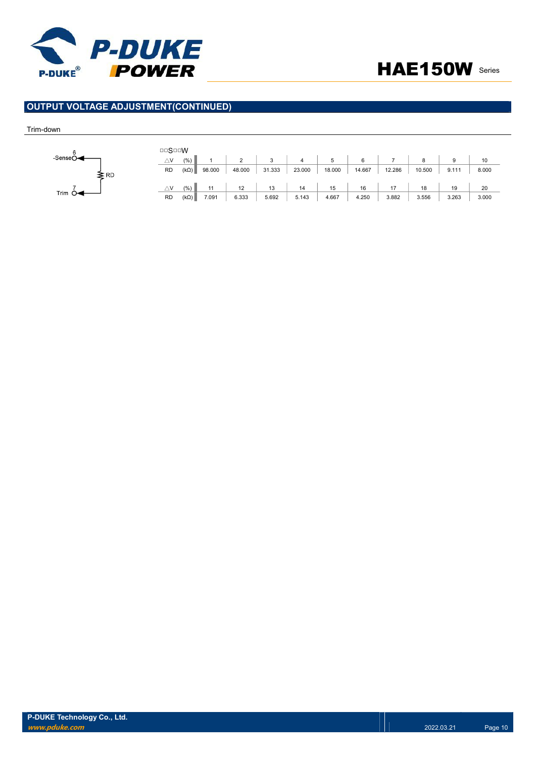## OUTPUT VOLTAGE ADJUSTMENT(CONTINUED)

Trim-down

6 -Sense

RD

7 Trim

□□S□□W

| △V | (%) | 1 | 2 | 3 | 4 | 5 | 6 | 7 | 8 | 9 | 10 |
|---|---|---|---|---|---|---|---|---|---|---|---|
| RD | (kΩ) | 98.000 | 48.000 | 31.333 | 23.000 | 18.000 | 14.667 | 12.286 | 10.500 | 9.111 | 8.000 |
| △V | (%) | 11 | 12 | 13 | 14 | 15 | 16 | 17 | 18 | 19 | 20 |
| RD | (kΩ) | 7.091 | 6.333 | 5.692 | 5.143 | 4.667 | 4.250 | 3.882 | 3.556 | 3.263 | 3.000 |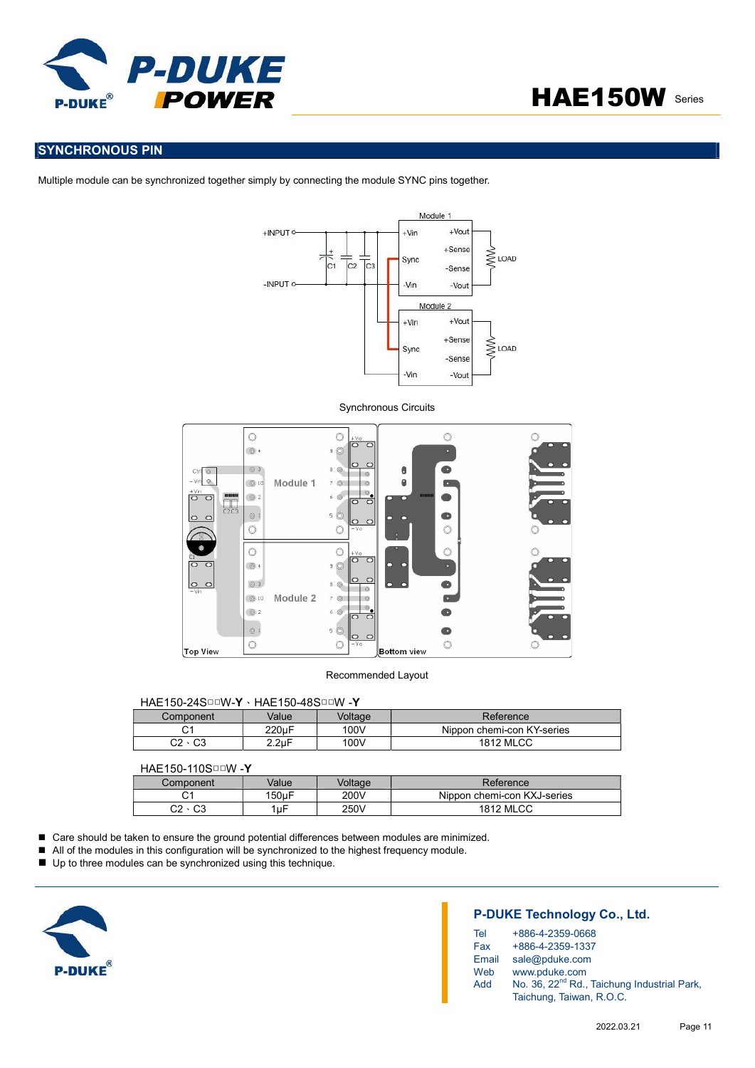## SYNCHRONOUS PIN

Multiple module can be synchronized together simply by connecting the module SYNC pins together.

Synchronous Circuits

Recommended Layout

HAE150-24S□□W-**Y**、HAE150-48S□□W -**Y**

| Component | Value | Voltage | Reference |
|---|---|---|---|
| C1 | 220μF | 100V | Nippon chemi-con KY-series |
| C2、C3 | 2.2μF | 100V | 1812 MLCC |

HAE150-110S□□W -**Y**

| Component | Value | Voltage | Reference |
|---|---|---|---|
| C1 | 150μF | 200V | Nippon chemi-con KXJ-series |
| C2、C3 | 1μF | 250V | 1812 MLCC |

- Care should be taken to ensure the ground potential differences between modules are minimized.
- All of the modules in this configuration will be synchronized to the highest frequency module.
- Up to three modules can be synchronized using this technique.

**P-DUKE Technology Co., Ltd.**

Tel +886-4-2359-0668
Fax +886-4-2359-1337
Email sale@pduke.com
Web www.pduke.com
Add No. 36, 22nd Rd., Taichung Industrial Park, Taichung, Taiwan, R.O.C.

2022.03.21